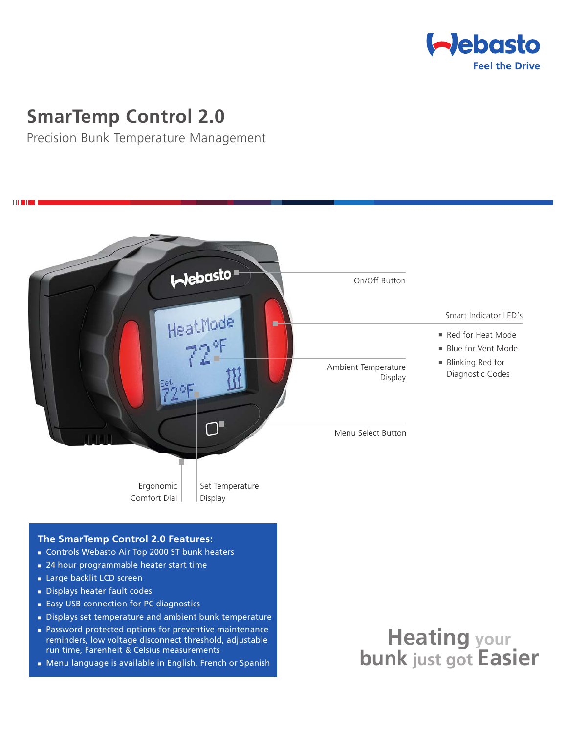Webasto
Feel the Drive

# SmarTemp Control 2.0

Precision Bunk Temperature Management

On/Off Button

Smart Indicator LED's

- Red for Heat Mode
- Blue for Vent Mode
- Blinking Red for Diagnostic Codes

Ambient Temperature Display

Menu Select Button

Ergonomic Comfort Dial

Set Temperature Display

## The SmarTemp Control 2.0 Features:

- Controls Webasto Air Top 2000 ST bunk heaters
- 24 hour programmable heater start time
- Large backlit LCD screen
- Displays heater fault codes
- Easy USB connection for PC diagnostics
- Displays set temperature and ambient bunk temperature
- Password protected options for preventive maintenance reminders, low voltage disconnect threshold, adjustable run time, Farenheit & Celsius measurements
- Menu language is available in English, French or Spanish

**Heating** your **bunk** just got **Easier**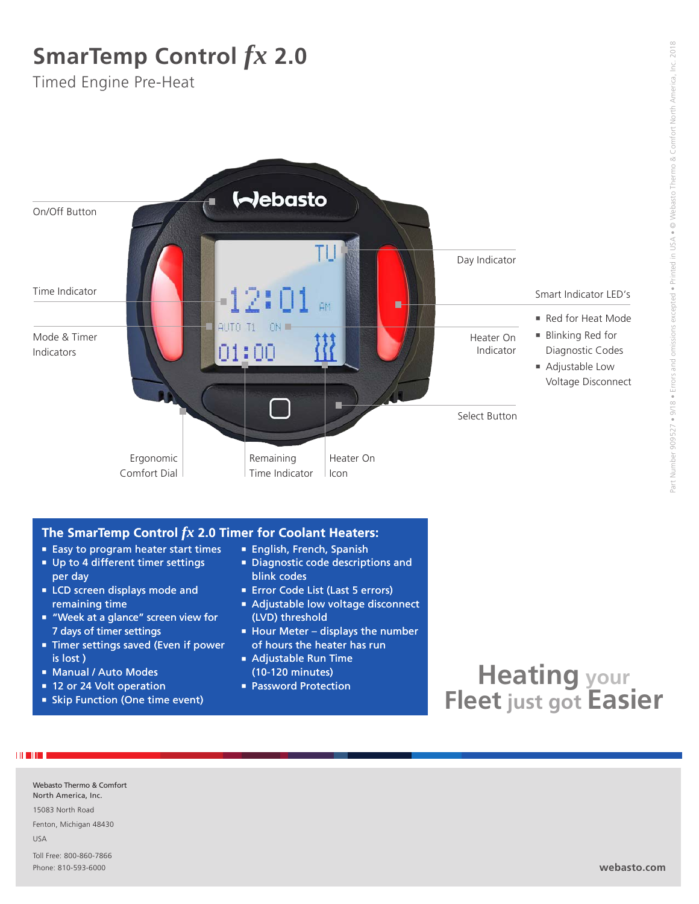# SmarTemp Control *fx* 2.0

Timed Engine Pre-Heat

On/Off Button

Time Indicator

Mode & Timer Indicators

Day Indicator

Heater On Indicator

Select Button

Ergonomic Comfort Dial

Remaining Time Indicator

Heater On Icon

Smart Indicator LED's

- Red for Heat Mode
- Blinking Red for Diagnostic Codes
- Adjustable Low Voltage Disconnect

## The SmarTemp Control *fx* 2.0 Timer for Coolant Heaters:

- Easy to program heater start times
- Up to 4 different timer settings per day
- LCD screen displays mode and remaining time
- "Week at a glance" screen view for 7 days of timer settings
- Timer settings saved (Even if power is lost )
- Manual / Auto Modes
- 12 or 24 Volt operation
- Skip Function (One time event)
- English, French, Spanish
- Diagnostic code descriptions and blink codes
- Error Code List (Last 5 errors)
- Adjustable low voltage disconnect (LVD) threshold
- Hour Meter – displays the number of hours the heater has run
- Adjustable Run Time (10-120 minutes)
- Password Protection

**Heating** your **Fleet** just got **Easier**

Webasto Thermo & Comfort North America, Inc.

15083 North Road

Fenton, Michigan 48430

USA

Toll Free: 800-860-7866

Phone: 810-593-6000

**webasto.com**

Part Number 909527 • 9/18 • Errors and omissions excepted • Printed in USA • © Webasto Thermo & Comfort North America, Inc. 2018